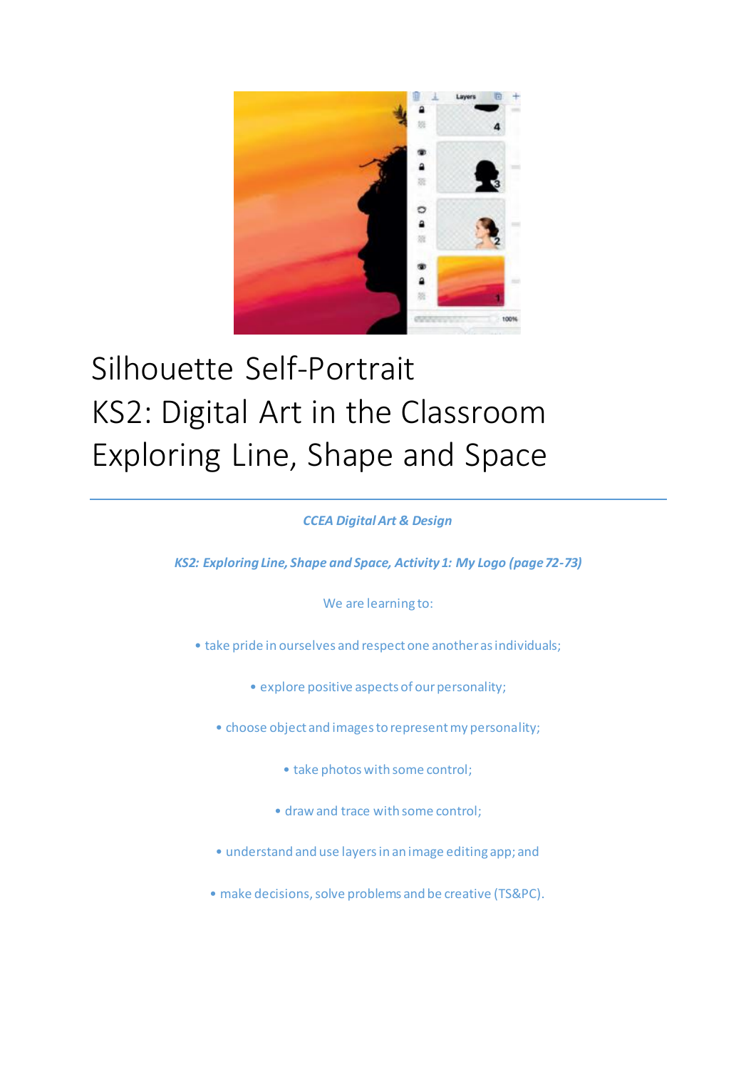# Silhouette Self-Portrait
# KS2: Digital Art in the Classroom
# Exploring Line, Shape and Space

---

***CCEA Digital Art & Design***

***KS2: Exploring Line, Shape and Space, Activity 1: My Logo (page 72-73)***

We are learning to:

- take pride in ourselves and respect one another as individuals;
- explore positive aspects of our personality;
- choose object and images to represent my personality;
- take photos with some control;
- draw and trace with some control;
- understand and use layers in an image editing app; and
- make decisions, solve problems and be creative (TS&PC).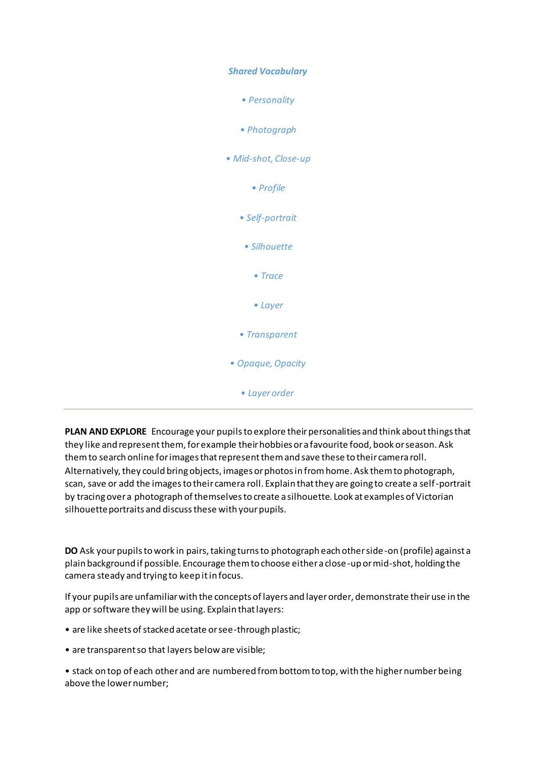***Shared Vocabulary***

*• Personality*

*• Photograph*

*• Mid-shot, Close-up*

*• Profile*

*• Self-portrait*

*• Silhouette*

*• Trace*

*• Layer*

*• Transparent*

*• Opaque, Opacity*

*• Layer order*

---

**PLAN AND EXPLORE** Encourage your pupils to explore their personalities and think about things that they like and represent them, for example their hobbies or a favourite food, book or season. Ask them to search online for images that represent them and save these to their camera roll. Alternatively, they could bring objects, images or photos in from home. Ask them to photograph, scan, save or add the images to their camera roll. Explain that they are going to create a self-portrait by tracing over a photograph of themselves to create a silhouette. Look at examples of Victorian silhouette portraits and discuss these with your pupils.

**DO** Ask your pupils to work in pairs, taking turns to photograph each other side-on (profile) against a plain background if possible. Encourage them to choose either a close-up or mid-shot, holding the camera steady and trying to keep it in focus.

If your pupils are unfamiliar with the concepts of layers and layer order, demonstrate their use in the app or software they will be using. Explain that layers:

• are like sheets of stacked acetate or see-through plastic;

• are transparent so that layers below are visible;

• stack on top of each other and are numbered from bottom to top, with the higher number being above the lower number;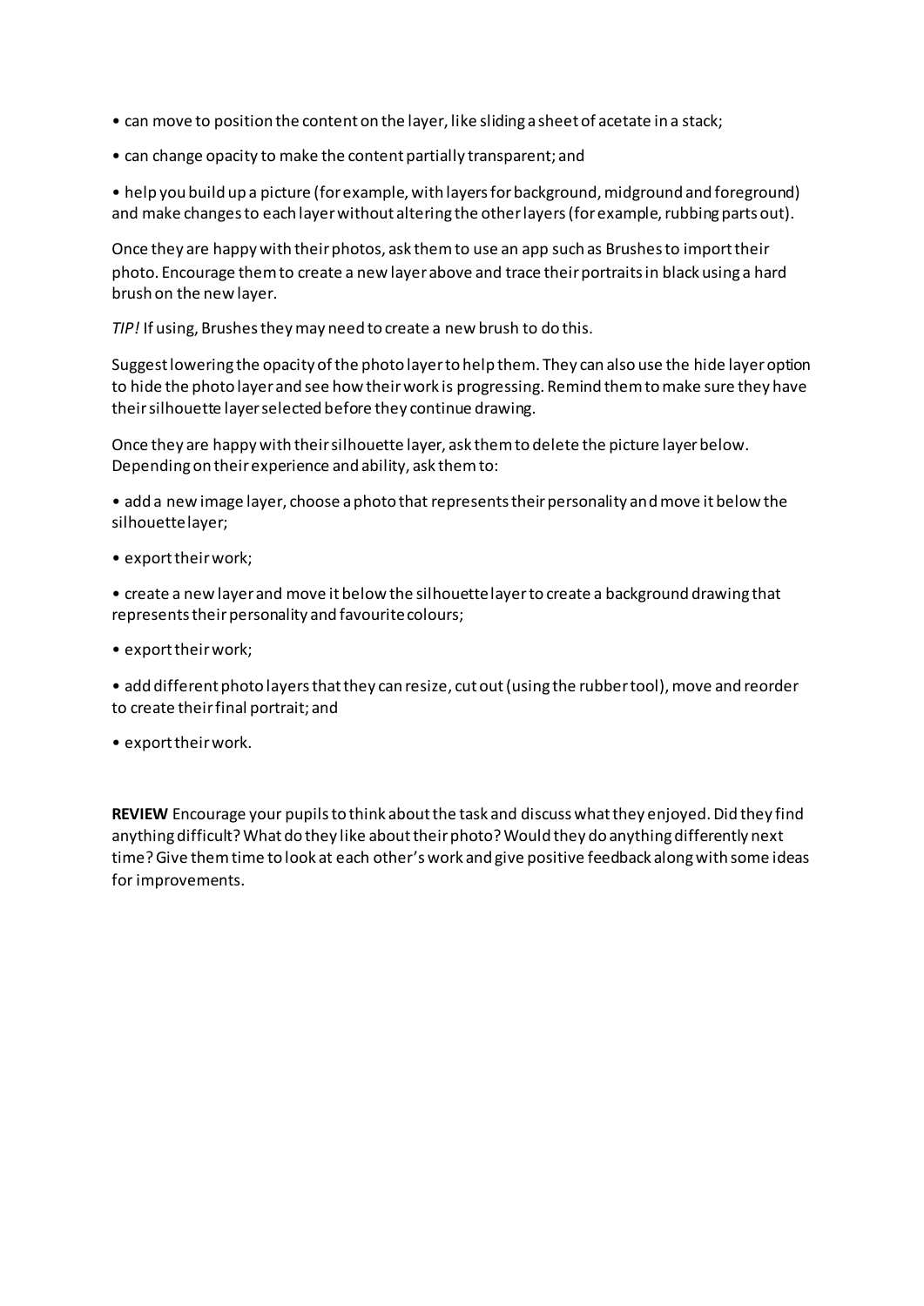- can move to position the content on the layer, like sliding a sheet of acetate in a stack;
- can change opacity to make the content partially transparent; and
- help you build up a picture (for example, with layers for background, midground and foreground) and make changes to each layer without altering the other layers (for example, rubbing parts out).

Once they are happy with their photos, ask them to use an app such as Brushes to import their photo. Encourage them to create a new layer above and trace their portraits in black using a hard brush on the new layer.

*TIP!* If using, Brushes they may need to create a new brush to do this.

Suggest lowering the opacity of the photo layer to help them. They can also use the hide layer option to hide the photo layer and see how their work is progressing. Remind them to make sure they have their silhouette layer selected before they continue drawing.

Once they are happy with their silhouette layer, ask them to delete the picture layer below. Depending on their experience and ability, ask them to:

- add a new image layer, choose a photo that represents their personality and move it below the silhouette layer;
- export their work;
- create a new layer and move it below the silhouette layer to create a background drawing that represents their personality and favourite colours;
- export their work;
- add different photo layers that they can resize, cut out (using the rubber tool), move and reorder to create their final portrait; and
- export their work.

**REVIEW** Encourage your pupils to think about the task and discuss what they enjoyed. Did they find anything difficult? What do they like about their photo? Would they do anything differently next time? Give them time to look at each other's work and give positive feedback along with some ideas for improvements.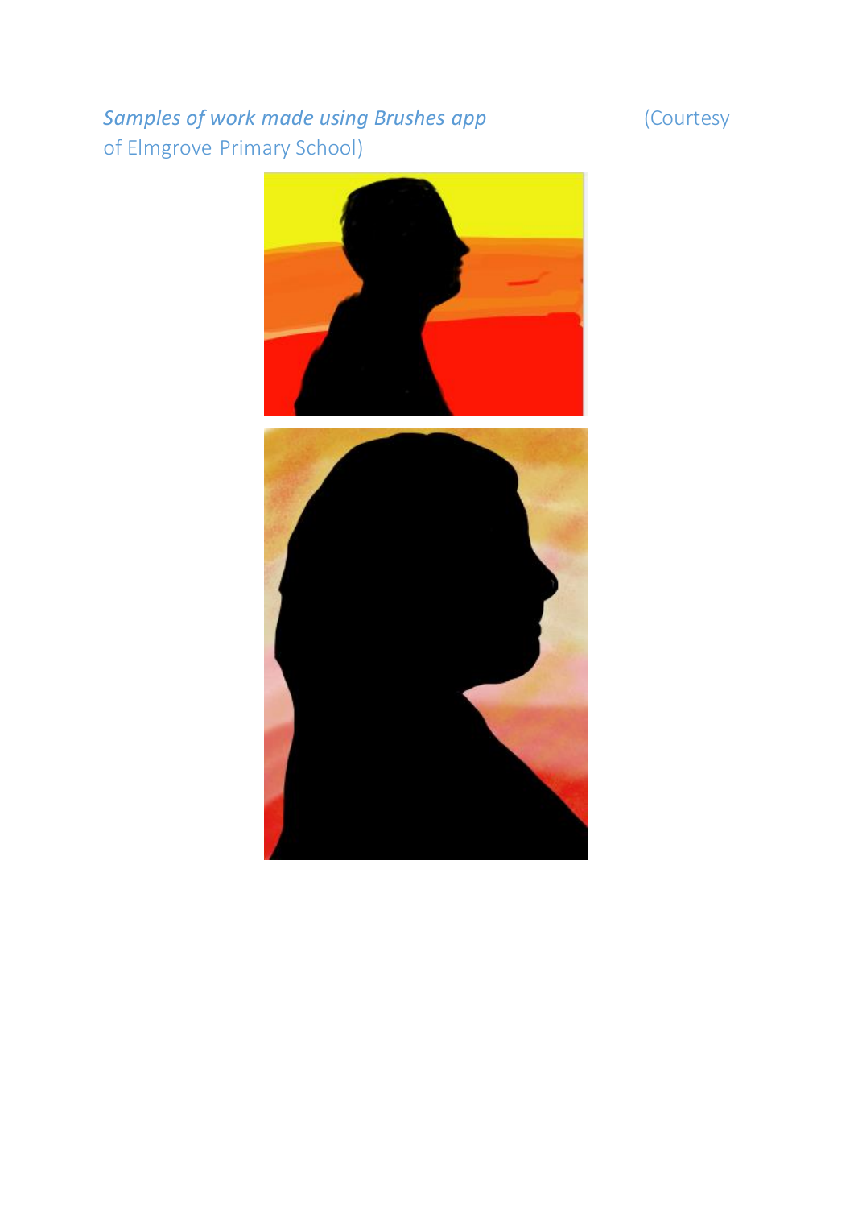*Samples of work made using Brushes app* (Courtesy of Elmgrove Primary School)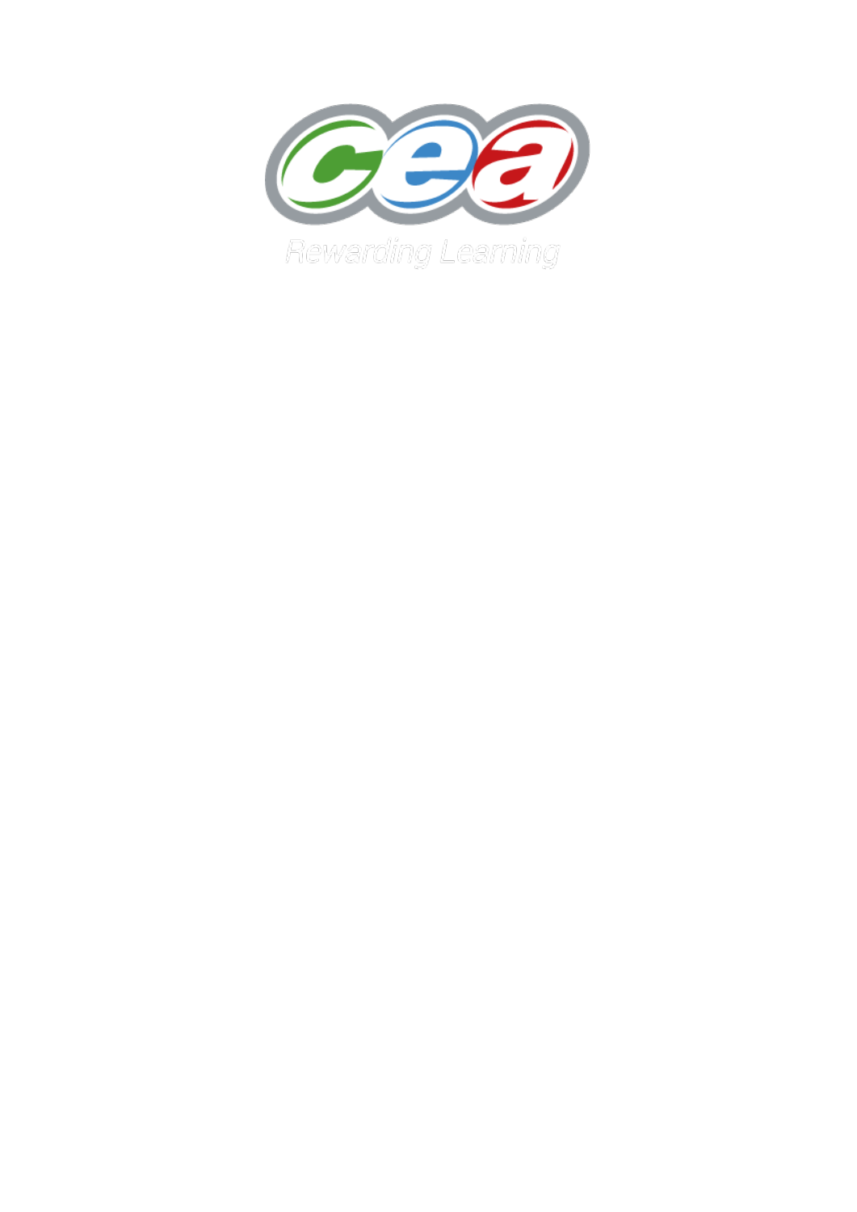Rewarding Learning